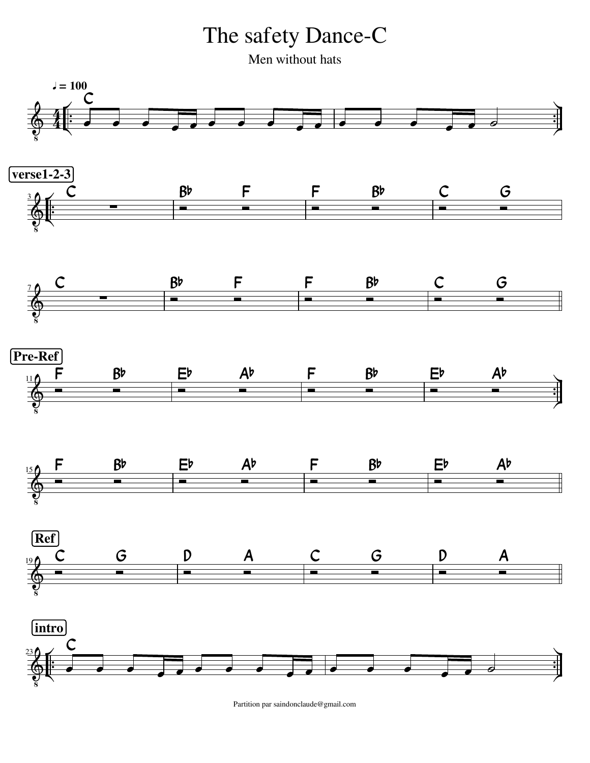# The safety Dance-C

Men without hats

♩ = 100

C

**verse1-2-3**

| C | Bb F | F Bb | C G |
|---|---|---|---|
| C | Bb F | F Bb | C G |

**Pre-Ref**

| F Bb | Eb Ab | F Bb | Eb Ab |
|---|---|---|---|
| F Bb | Eb Ab | F Bb | Eb Ab |

**Ref**

| C G | D A | C G | D A |
|---|---|---|---|

**intro**

C

Partition par saindonclaude@gmail.com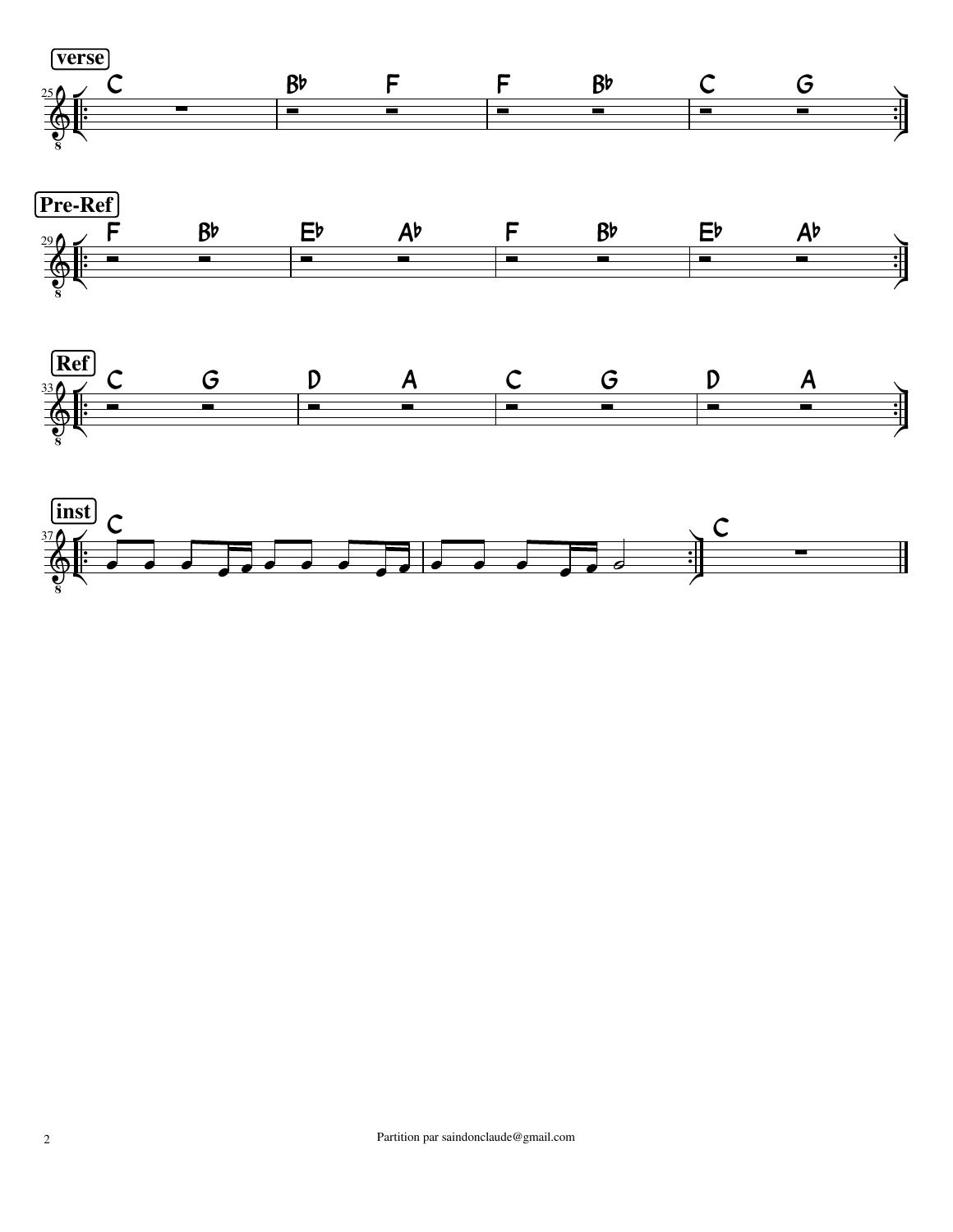**verse**

25 | C | Bb F | F Bb | C G :|

**Pre-Ref**

29 | F Bb | Eb Ab | F Bb | Eb Ab :|

**Ref**

33 | C G | D A | C G | D A :|

**inst**

37 | C | | :| C ||

Partition par saindonclaude@gmail.com